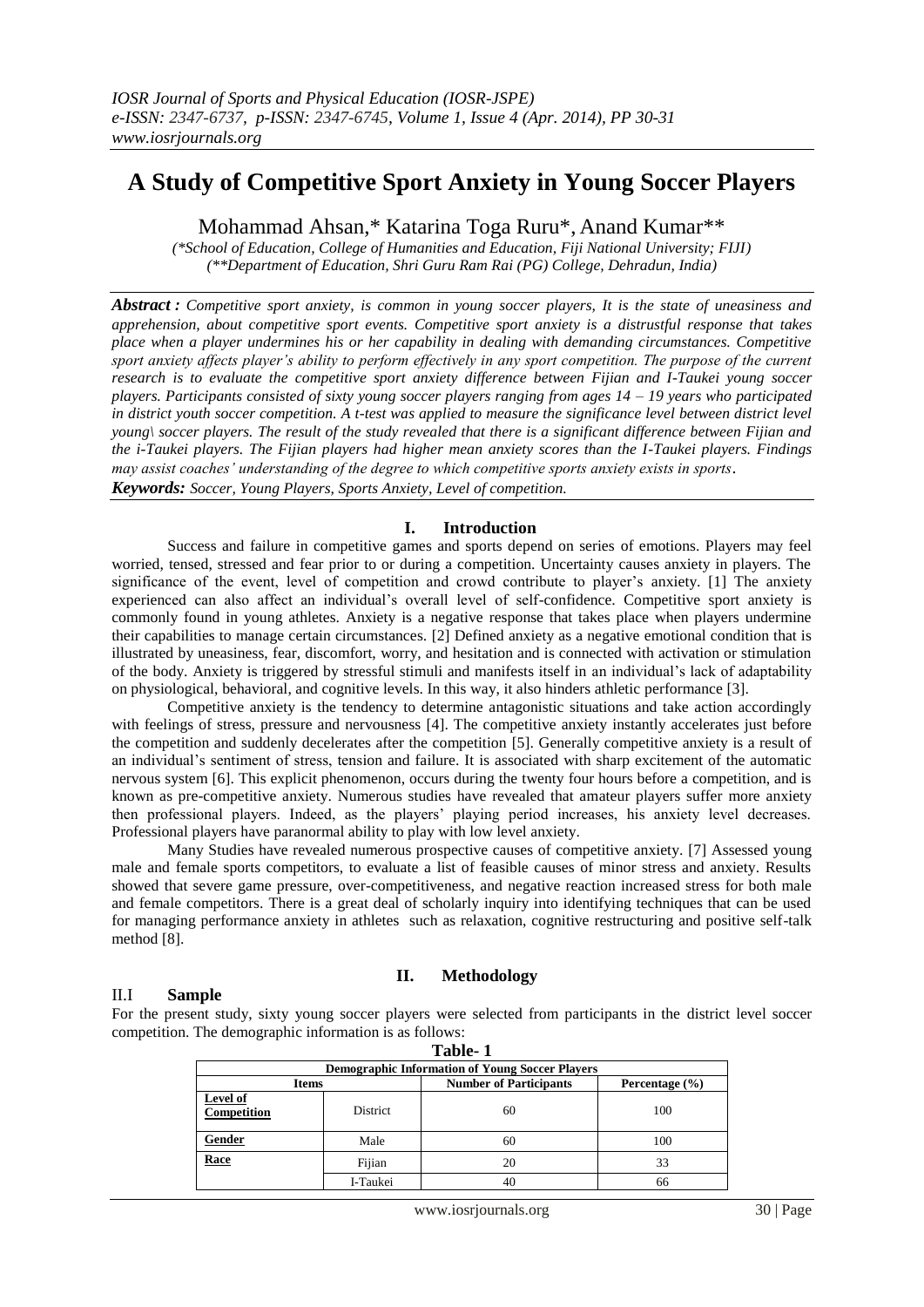# A Study of Competitive Sport Anxiety in Young Soccer Players

Mohammad Ahsan,* Katarina Toga Ruru*, Anand Kumar**

*(\*School of Education, College of Humanities and Education, Fiji National University; FIJI)*
*(\*\*Department of Education, Shri Guru Ram Rai (PG) College, Dehradun, India)*

***Abstract :*** *Competitive sport anxiety, is common in young soccer players, It is the state of uneasiness and apprehension, about competitive sport events. Competitive sport anxiety is a distrustful response that takes place when a player undermines his or her capability in dealing with demanding circumstances. Competitive sport anxiety affects player's ability to perform effectively in any sport competition. The purpose of the current research is to evaluate the competitive sport anxiety difference between Fijian and I-Taukei young soccer players. Participants consisted of sixty young soccer players ranging from ages 14 – 19 years who participated in district youth soccer competition. A t-test was applied to measure the significance level between district level young\ soccer players. The result of the study revealed that there is a significant difference between Fijian and the i-Taukei players. The Fijian players had higher mean anxiety scores than the I-Taukei players. Findings may assist coaches' understanding of the degree to which competitive sports anxiety exists in sports.*

***Keywords:*** *Soccer, Young Players, Sports Anxiety, Level of competition.*

## I. Introduction

Success and failure in competitive games and sports depend on series of emotions. Players may feel worried, tensed, stressed and fear prior to or during a competition. Uncertainty causes anxiety in players. The significance of the event, level of competition and crowd contribute to player's anxiety. [1] The anxiety experienced can also affect an individual's overall level of self-confidence. Competitive sport anxiety is commonly found in young athletes. Anxiety is a negative response that takes place when players undermine their capabilities to manage certain circumstances. [2] Defined anxiety as a negative emotional condition that is illustrated by uneasiness, fear, discomfort, worry, and hesitation and is connected with activation or stimulation of the body. Anxiety is triggered by stressful stimuli and manifests itself in an individual's lack of adaptability on physiological, behavioral, and cognitive levels. In this way, it also hinders athletic performance [3].

Competitive anxiety is the tendency to determine antagonistic situations and take action accordingly with feelings of stress, pressure and nervousness [4]. The competitive anxiety instantly accelerates just before the competition and suddenly decelerates after the competition [5]. Generally competitive anxiety is a result of an individual's sentiment of stress, tension and failure. It is associated with sharp excitement of the automatic nervous system [6]. This explicit phenomenon, occurs during the twenty four hours before a competition, and is known as pre-competitive anxiety. Numerous studies have revealed that amateur players suffer more anxiety then professional players. Indeed, as the players' playing period increases, his anxiety level decreases. Professional players have paranormal ability to play with low level anxiety.

Many Studies have revealed numerous prospective causes of competitive anxiety. [7] Assessed young male and female sports competitors, to evaluate a list of feasible causes of minor stress and anxiety. Results showed that severe game pressure, over-competitiveness, and negative reaction increased stress for both male and female competitors. There is a great deal of scholarly inquiry into identifying techniques that can be used for managing performance anxiety in athletes such as relaxation, cognitive restructuring and positive self-talk method [8].

## II. Methodology

### II.I Sample

For the present study, sixty young soccer players were selected from participants in the district level soccer competition. The demographic information is as follows:

**Table- 1**

**Demographic Information of Young Soccer Players**

| Items | | Number of Participants | Percentage (%) |
|---|---|---|---|
| **Level of Competition** | District | 60 | 100 |
| **Gender** | Male | 60 | 100 |
| **Race** | Fijian | 20 | 33 |
| | I-Taukei | 40 | 66 |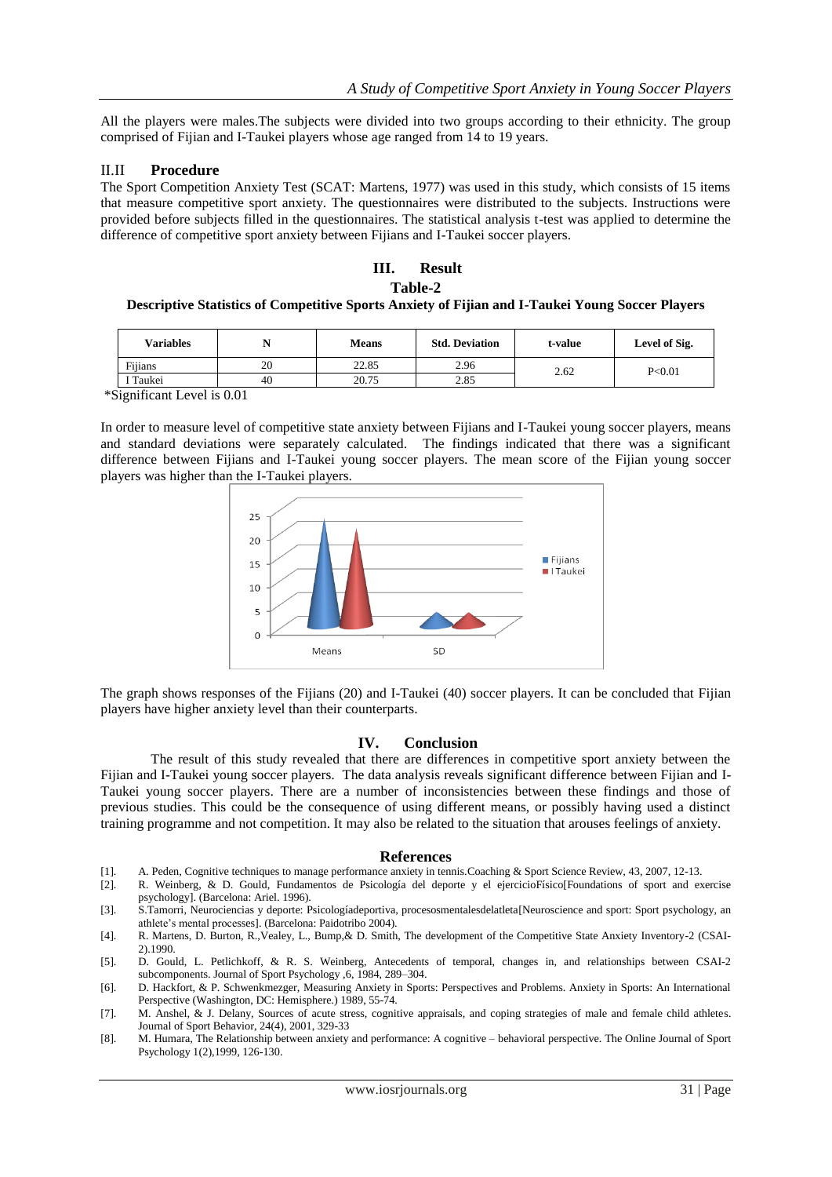All the players were males.The subjects were divided into two groups according to their ethnicity. The group comprised of Fijian and I-Taukei players whose age ranged from 14 to 19 years.

### II.II Procedure

The Sport Competition Anxiety Test (SCAT: Martens, 1977) was used in this study, which consists of 15 items that measure competitive sport anxiety. The questionnaires were distributed to the subjects. Instructions were provided before subjects filled in the questionnaires. The statistical analysis t-test was applied to determine the difference of competitive sport anxiety between Fijians and I-Taukei soccer players.

## III. Result

**Table-2**

**Descriptive Statistics of Competitive Sports Anxiety of Fijian and I-Taukei Young Soccer Players**

| Variables | N | Means | Std. Deviation | t-value | Level of Sig. |
|---|---|---|---|---|---|
| Fijians | 20 | 22.85 | 2.96 | 2.62 | P<0.01 |
| I Taukei | 40 | 20.75 | 2.85 | | |

*Significant Level is 0.01

In order to measure level of competitive state anxiety between Fijians and I-Taukei young soccer players, means and standard deviations were separately calculated. The findings indicated that there was a significant difference between Fijians and I-Taukei young soccer players. The mean score of the Fijian young soccer players was higher than the I-Taukei players.

25
20
15
10
5
0
Means
SD
Fijians
I Taukei

The graph shows responses of the Fijians (20) and I-Taukei (40) soccer players. It can be concluded that Fijian players have higher anxiety level than their counterparts.

## IV. Conclusion

The result of this study revealed that there are differences in competitive sport anxiety between the Fijian and I-Taukei young soccer players. The data analysis reveals significant difference between Fijian and I-Taukei young soccer players. There are a number of inconsistencies between these findings and those of previous studies. This could be the consequence of using different means, or possibly having used a distinct training programme and not competition. It may also be related to the situation that arouses feelings of anxiety.

## References

[1]. A. Peden, Cognitive techniques to manage performance anxiety in tennis.Coaching & Sport Science Review, 43, 2007, 12-13.

[2]. R. Weinberg, & D. Gould, Fundamentos de Psicología del deporte y el ejercicioFísico[Foundations of sport and exercise psychology]. (Barcelona: Ariel. 1996).

[3]. S.Tamorri, Neurociencias y deporte: Psicologíadeportiva, procesosmentalesdelatleta[Neuroscience and sport: Sport psychology, an athlete's mental processes]. (Barcelona: Paidotribo 2004).

[4]. R. Martens, D. Burton, R.,Vealey, L., Bump,& D. Smith, The development of the Competitive State Anxiety Inventory-2 (CSAI-2).1990.

[5]. D. Gould, L. Petlichkoff, & R. S. Weinberg, Antecedents of temporal, changes in, and relationships between CSAI-2 subcomponents. Journal of Sport Psychology ,6, 1984, 289–304.

[6]. D. Hackfort, & P. Schwenkmezger, Measuring Anxiety in Sports: Perspectives and Problems. Anxiety in Sports: An International Perspective (Washington, DC: Hemisphere.) 1989, 55-74.

[7]. M. Anshel, & J. Delany, Sources of acute stress, cognitive appraisals, and coping strategies of male and female child athletes. Journal of Sport Behavior, 24(4), 2001, 329-33

[8]. M. Humara, The Relationship between anxiety and performance: A cognitive – behavioral perspective. The Online Journal of Sport Psychology 1(2),1999, 126-130.